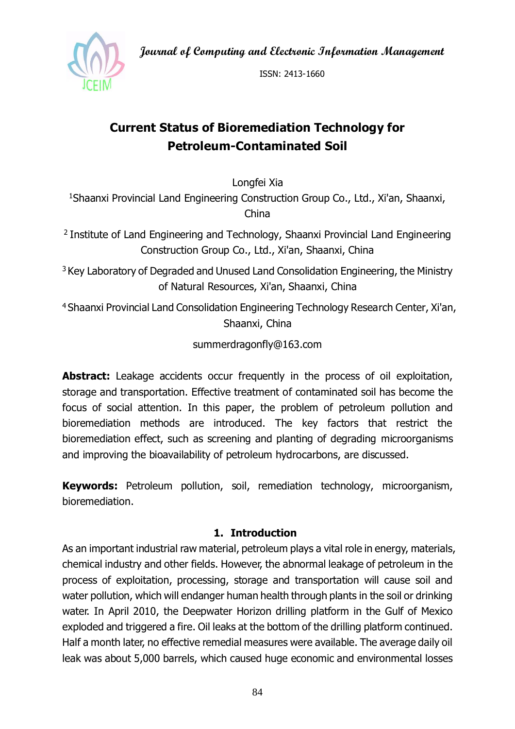# Current Status of Bioremediation Technology for Petroleum-Contaminated Soil

Longfei Xia

[1]Shaanxi Provincial Land Engineering Construction Group Co., Ltd., Xi'an, Shaanxi, China

[2] Institute of Land Engineering and Technology, Shaanxi Provincial Land Engineering Construction Group Co., Ltd., Xi'an, Shaanxi, China

[3] Key Laboratory of Degraded and Unused Land Consolidation Engineering, the Ministry of Natural Resources, Xi'an, Shaanxi, China

[4] Shaanxi Provincial Land Consolidation Engineering Technology Research Center, Xi'an, Shaanxi, China

summerdragonfly@163.com

**Abstract:** Leakage accidents occur frequently in the process of oil exploitation, storage and transportation. Effective treatment of contaminated soil has become the focus of social attention. In this paper, the problem of petroleum pollution and bioremediation methods are introduced. The key factors that restrict the bioremediation effect, such as screening and planting of degrading microorganisms and improving the bioavailability of petroleum hydrocarbons, are discussed.

**Keywords:** Petroleum pollution, soil, remediation technology, microorganism, bioremediation.

## 1. Introduction

As an important industrial raw material, petroleum plays a vital role in energy, materials, chemical industry and other fields. However, the abnormal leakage of petroleum in the process of exploitation, processing, storage and transportation will cause soil and water pollution, which will endanger human health through plants in the soil or drinking water. In April 2010, the Deepwater Horizon drilling platform in the Gulf of Mexico exploded and triggered a fire. Oil leaks at the bottom of the drilling platform continued. Half a month later, no effective remedial measures were available. The average daily oil leak was about 5,000 barrels, which caused huge economic and environmental losses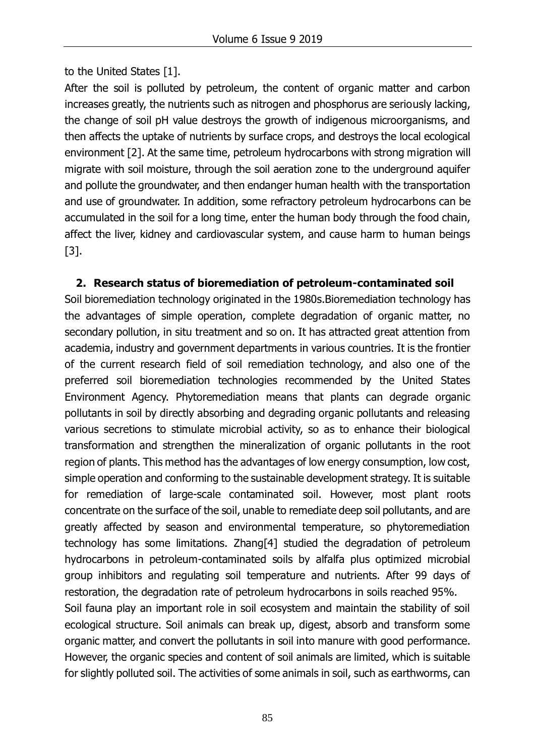to the United States [1].

After the soil is polluted by petroleum, the content of organic matter and carbon increases greatly, the nutrients such as nitrogen and phosphorus are seriously lacking, the change of soil pH value destroys the growth of indigenous microorganisms, and then affects the uptake of nutrients by surface crops, and destroys the local ecological environment [2]. At the same time, petroleum hydrocarbons with strong migration will migrate with soil moisture, through the soil aeration zone to the underground aquifer and pollute the groundwater, and then endanger human health with the transportation and use of groundwater. In addition, some refractory petroleum hydrocarbons can be accumulated in the soil for a long time, enter the human body through the food chain, affect the liver, kidney and cardiovascular system, and cause harm to human beings [3].

## 2. Research status of bioremediation of petroleum-contaminated soil

Soil bioremediation technology originated in the 1980s.Bioremediation technology has the advantages of simple operation, complete degradation of organic matter, no secondary pollution, in situ treatment and so on. It has attracted great attention from academia, industry and government departments in various countries. It is the frontier of the current research field of soil remediation technology, and also one of the preferred soil bioremediation technologies recommended by the United States Environment Agency. Phytoremediation means that plants can degrade organic pollutants in soil by directly absorbing and degrading organic pollutants and releasing various secretions to stimulate microbial activity, so as to enhance their biological transformation and strengthen the mineralization of organic pollutants in the root region of plants. This method has the advantages of low energy consumption, low cost, simple operation and conforming to the sustainable development strategy. It is suitable for remediation of large-scale contaminated soil. However, most plant roots concentrate on the surface of the soil, unable to remediate deep soil pollutants, and are greatly affected by season and environmental temperature, so phytoremediation technology has some limitations. Zhang[4] studied the degradation of petroleum hydrocarbons in petroleum-contaminated soils by alfalfa plus optimized microbial group inhibitors and regulating soil temperature and nutrients. After 99 days of restoration, the degradation rate of petroleum hydrocarbons in soils reached 95%.

Soil fauna play an important role in soil ecosystem and maintain the stability of soil ecological structure. Soil animals can break up, digest, absorb and transform some organic matter, and convert the pollutants in soil into manure with good performance. However, the organic species and content of soil animals are limited, which is suitable for slightly polluted soil. The activities of some animals in soil, such as earthworms, can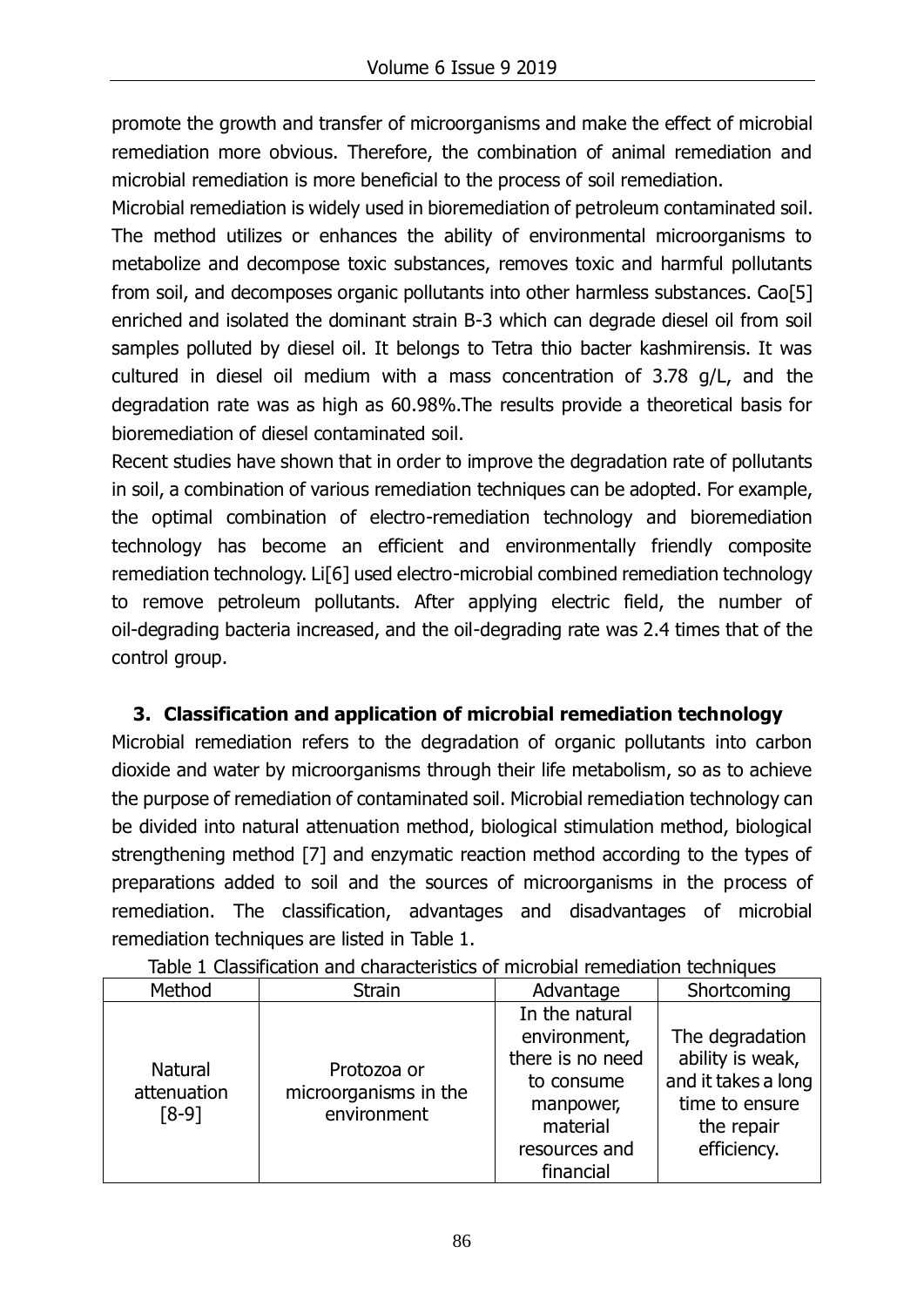promote the growth and transfer of microorganisms and make the effect of microbial remediation more obvious. Therefore, the combination of animal remediation and microbial remediation is more beneficial to the process of soil remediation.

Microbial remediation is widely used in bioremediation of petroleum contaminated soil. The method utilizes or enhances the ability of environmental microorganisms to metabolize and decompose toxic substances, removes toxic and harmful pollutants from soil, and decomposes organic pollutants into other harmless substances. Cao[5] enriched and isolated the dominant strain B-3 which can degrade diesel oil from soil samples polluted by diesel oil. It belongs to Tetra thio bacter kashmirensis. It was cultured in diesel oil medium with a mass concentration of 3.78 g/L, and the degradation rate was as high as 60.98%.The results provide a theoretical basis for bioremediation of diesel contaminated soil.

Recent studies have shown that in order to improve the degradation rate of pollutants in soil, a combination of various remediation techniques can be adopted. For example, the optimal combination of electro-remediation technology and bioremediation technology has become an efficient and environmentally friendly composite remediation technology. Li[6] used electro-microbial combined remediation technology to remove petroleum pollutants. After applying electric field, the number of oil-degrading bacteria increased, and the oil-degrading rate was 2.4 times that of the control group.

## 3. Classification and application of microbial remediation technology

Microbial remediation refers to the degradation of organic pollutants into carbon dioxide and water by microorganisms through their life metabolism, so as to achieve the purpose of remediation of contaminated soil. Microbial remediation technology can be divided into natural attenuation method, biological stimulation method, biological strengthening method [7] and enzymatic reaction method according to the types of preparations added to soil and the sources of microorganisms in the process of remediation. The classification, advantages and disadvantages of microbial remediation techniques are listed in Table 1.

Table 1 Classification and characteristics of microbial remediation techniques

| Method | Strain | Advantage | Shortcoming |
| --- | --- | --- | --- |
| Natural attenuation [8-9] | Protozoa or microorganisms in the environment | In the natural environment, there is no need to consume manpower, material resources and financial | The degradation ability is weak, and it takes a long time to ensure the repair efficiency. |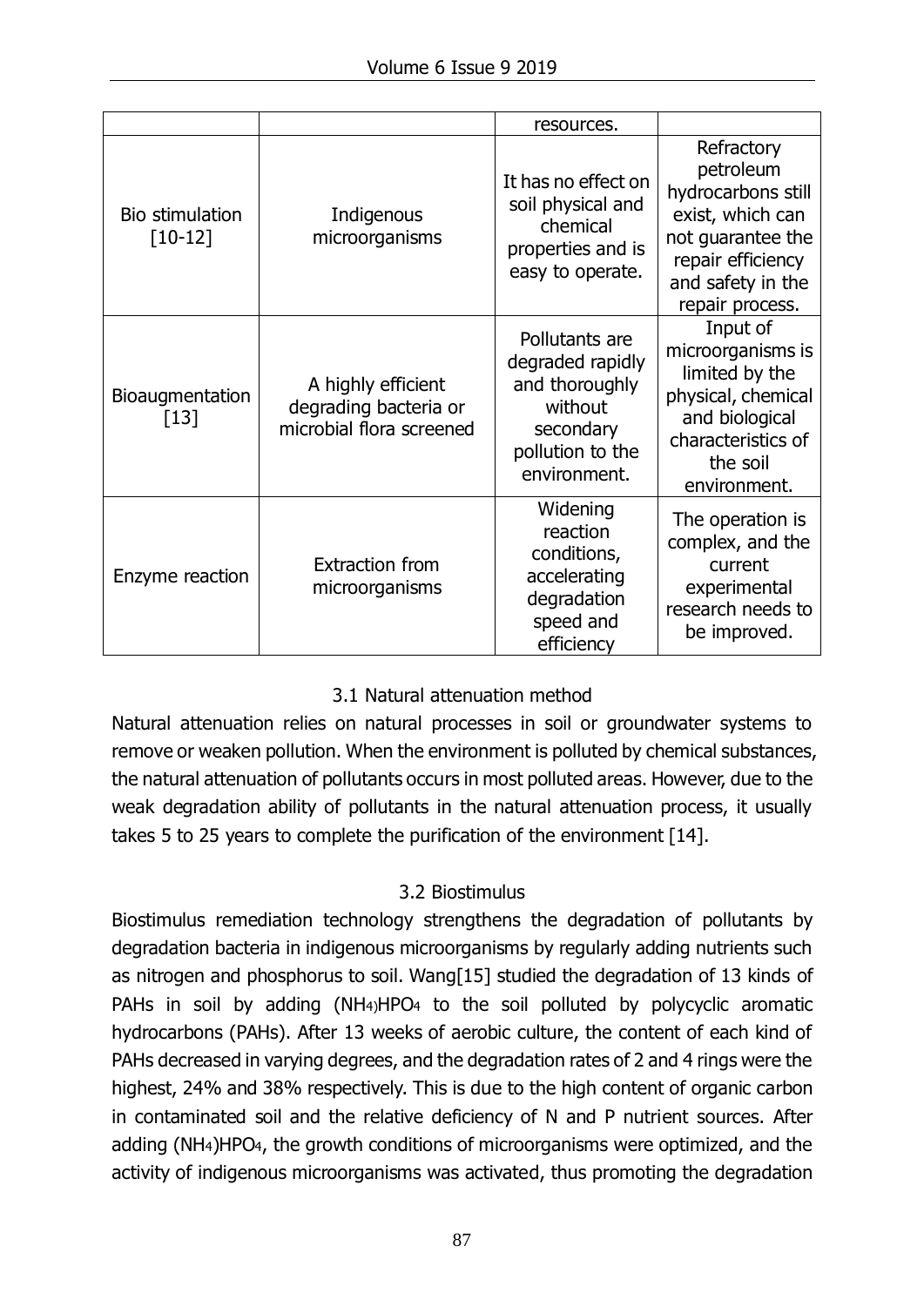| | | resources. | |
|---|---|---|---|
| Bio stimulation [10-12] | Indigenous microorganisms | It has no effect on soil physical and chemical properties and is easy to operate. | Refractory petroleum hydrocarbons still exist, which can not guarantee the repair efficiency and safety in the repair process. |
| Bioaugmentation [13] | A highly efficient degrading bacteria or microbial flora screened | Pollutants are degraded rapidly and thoroughly without secondary pollution to the environment. | Input of microorganisms is limited by the physical, chemical and biological characteristics of the soil environment. |
| Enzyme reaction | Extraction from microorganisms | Widening reaction conditions, accelerating degradation speed and efficiency | The operation is complex, and the current experimental research needs to be improved. |

### 3.1 Natural attenuation method

Natural attenuation relies on natural processes in soil or groundwater systems to remove or weaken pollution. When the environment is polluted by chemical substances, the natural attenuation of pollutants occurs in most polluted areas. However, due to the weak degradation ability of pollutants in the natural attenuation process, it usually takes 5 to 25 years to complete the purification of the environment [14].

### 3.2 Biostimulus

Biostimulus remediation technology strengthens the degradation of pollutants by degradation bacteria in indigenous microorganisms by regularly adding nutrients such as nitrogen and phosphorus to soil. Wang[15] studied the degradation of 13 kinds of PAHs in soil by adding $(NH_4)HPO_4$ to the soil polluted by polycyclic aromatic hydrocarbons (PAHs). After 13 weeks of aerobic culture, the content of each kind of PAHs decreased in varying degrees, and the degradation rates of 2 and 4 rings were the highest, 24% and 38% respectively. This is due to the high content of organic carbon in contaminated soil and the relative deficiency of N and P nutrient sources. After adding $(NH_4)HPO_4$, the growth conditions of microorganisms were optimized, and the activity of indigenous microorganisms was activated, thus promoting the degradation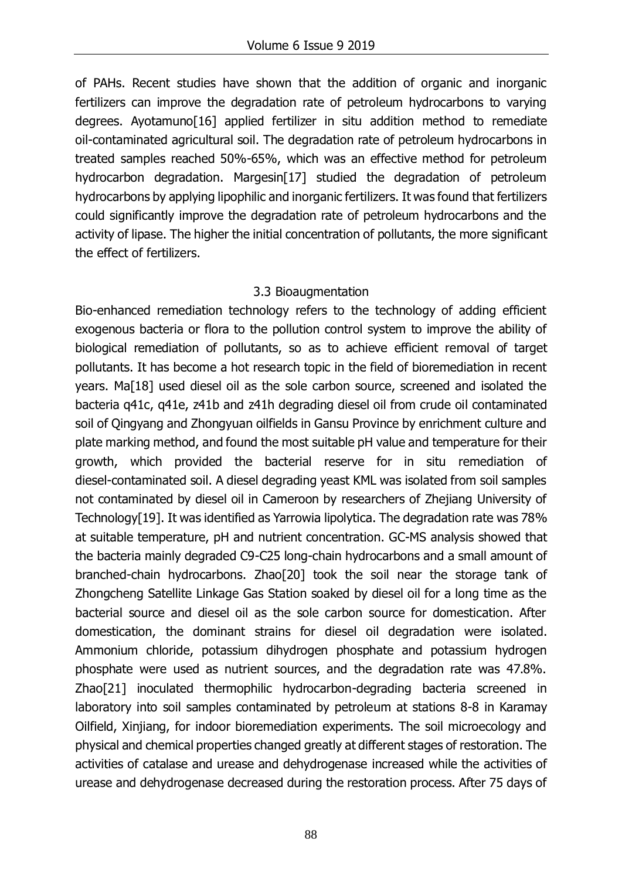of PAHs. Recent studies have shown that the addition of organic and inorganic fertilizers can improve the degradation rate of petroleum hydrocarbons to varying degrees. Ayotamuno[16] applied fertilizer in situ addition method to remediate oil-contaminated agricultural soil. The degradation rate of petroleum hydrocarbons in treated samples reached 50%-65%, which was an effective method for petroleum hydrocarbon degradation. Margesin[17] studied the degradation of petroleum hydrocarbons by applying lipophilic and inorganic fertilizers. It was found that fertilizers could significantly improve the degradation rate of petroleum hydrocarbons and the activity of lipase. The higher the initial concentration of pollutants, the more significant the effect of fertilizers.

### 3.3 Bioaugmentation

Bio-enhanced remediation technology refers to the technology of adding efficient exogenous bacteria or flora to the pollution control system to improve the ability of biological remediation of pollutants, so as to achieve efficient removal of target pollutants. It has become a hot research topic in the field of bioremediation in recent years. Ma[18] used diesel oil as the sole carbon source, screened and isolated the bacteria q41c, q41e, z41b and z41h degrading diesel oil from crude oil contaminated soil of Qingyang and Zhongyuan oilfields in Gansu Province by enrichment culture and plate marking method, and found the most suitable pH value and temperature for their growth, which provided the bacterial reserve for in situ remediation of diesel-contaminated soil. A diesel degrading yeast KML was isolated from soil samples not contaminated by diesel oil in Cameroon by researchers of Zhejiang University of Technology[19]. It was identified as Yarrowia lipolytica. The degradation rate was 78% at suitable temperature, pH and nutrient concentration. GC-MS analysis showed that the bacteria mainly degraded C9-C25 long-chain hydrocarbons and a small amount of branched-chain hydrocarbons. Zhao[20] took the soil near the storage tank of Zhongcheng Satellite Linkage Gas Station soaked by diesel oil for a long time as the bacterial source and diesel oil as the sole carbon source for domestication. After domestication, the dominant strains for diesel oil degradation were isolated. Ammonium chloride, potassium dihydrogen phosphate and potassium hydrogen phosphate were used as nutrient sources, and the degradation rate was 47.8%. Zhao[21] inoculated thermophilic hydrocarbon-degrading bacteria screened in laboratory into soil samples contaminated by petroleum at stations 8-8 in Karamay Oilfield, Xinjiang, for indoor bioremediation experiments. The soil microecology and physical and chemical properties changed greatly at different stages of restoration. The activities of catalase and urease and dehydrogenase increased while the activities of urease and dehydrogenase decreased during the restoration process. After 75 days of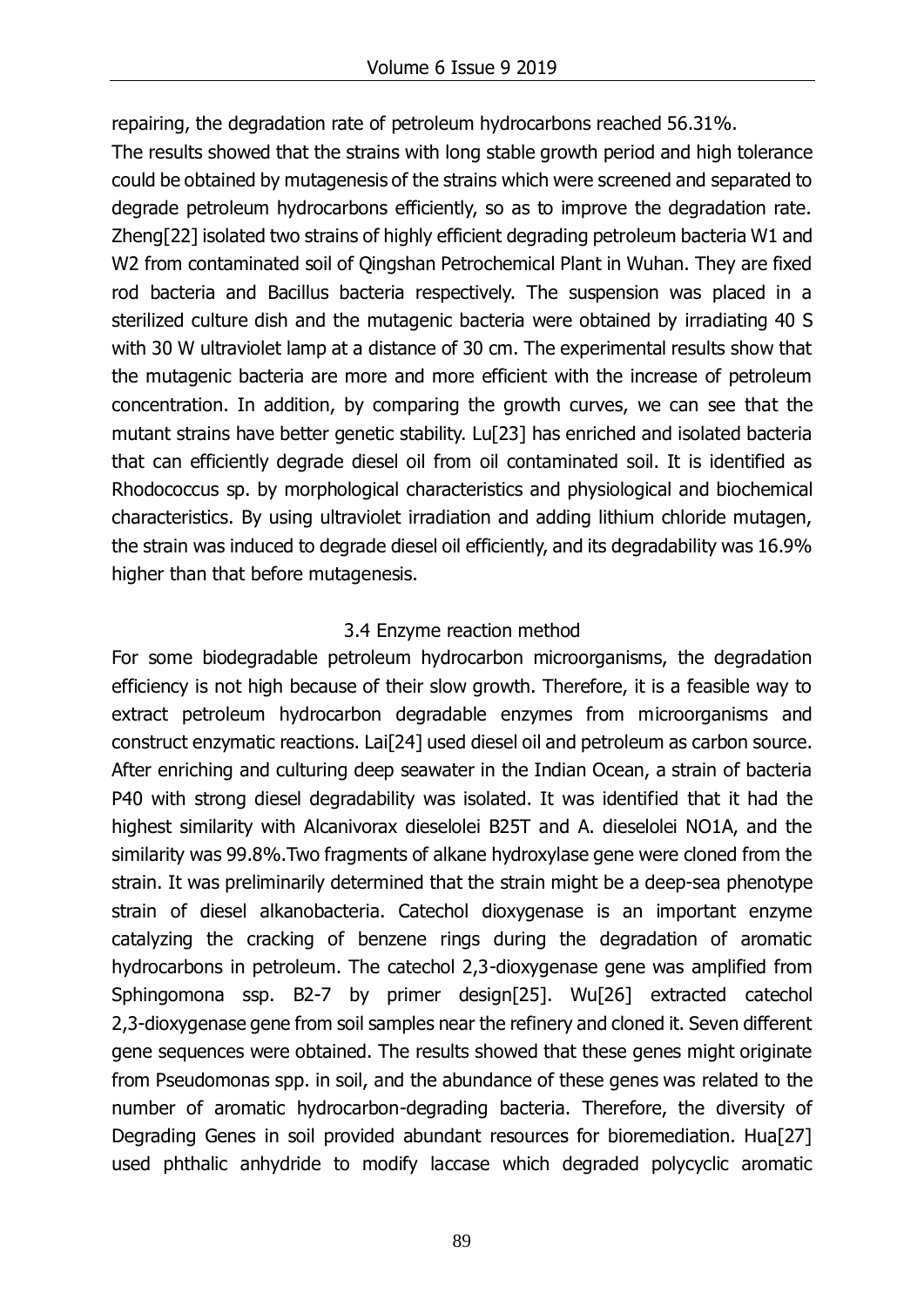repairing, the degradation rate of petroleum hydrocarbons reached 56.31%.

The results showed that the strains with long stable growth period and high tolerance could be obtained by mutagenesis of the strains which were screened and separated to degrade petroleum hydrocarbons efficiently, so as to improve the degradation rate. Zheng[22] isolated two strains of highly efficient degrading petroleum bacteria W1 and W2 from contaminated soil of Qingshan Petrochemical Plant in Wuhan. They are fixed rod bacteria and Bacillus bacteria respectively. The suspension was placed in a sterilized culture dish and the mutagenic bacteria were obtained by irradiating 40 S with 30 W ultraviolet lamp at a distance of 30 cm. The experimental results show that the mutagenic bacteria are more and more efficient with the increase of petroleum concentration. In addition, by comparing the growth curves, we can see that the mutant strains have better genetic stability. Lu[23] has enriched and isolated bacteria that can efficiently degrade diesel oil from oil contaminated soil. It is identified as Rhodococcus sp. by morphological characteristics and physiological and biochemical characteristics. By using ultraviolet irradiation and adding lithium chloride mutagen, the strain was induced to degrade diesel oil efficiently, and its degradability was 16.9% higher than that before mutagenesis.

### 3.4 Enzyme reaction method

For some biodegradable petroleum hydrocarbon microorganisms, the degradation efficiency is not high because of their slow growth. Therefore, it is a feasible way to extract petroleum hydrocarbon degradable enzymes from microorganisms and construct enzymatic reactions. Lai[24] used diesel oil and petroleum as carbon source. After enriching and culturing deep seawater in the Indian Ocean, a strain of bacteria P40 with strong diesel degradability was isolated. It was identified that it had the highest similarity with Alcanivorax dieselolei B25T and A. dieselolei NO1A, and the similarity was 99.8%.Two fragments of alkane hydroxylase gene were cloned from the strain. It was preliminarily determined that the strain might be a deep-sea phenotype strain of diesel alkanobacteria. Catechol dioxygenase is an important enzyme catalyzing the cracking of benzene rings during the degradation of aromatic hydrocarbons in petroleum. The catechol 2,3-dioxygenase gene was amplified from Sphingomona ssp. B2-7 by primer design[25]. Wu[26] extracted catechol 2,3-dioxygenase gene from soil samples near the refinery and cloned it. Seven different gene sequences were obtained. The results showed that these genes might originate from Pseudomonas spp. in soil, and the abundance of these genes was related to the number of aromatic hydrocarbon-degrading bacteria. Therefore, the diversity of Degrading Genes in soil provided abundant resources for bioremediation. Hua[27] used phthalic anhydride to modify laccase which degraded polycyclic aromatic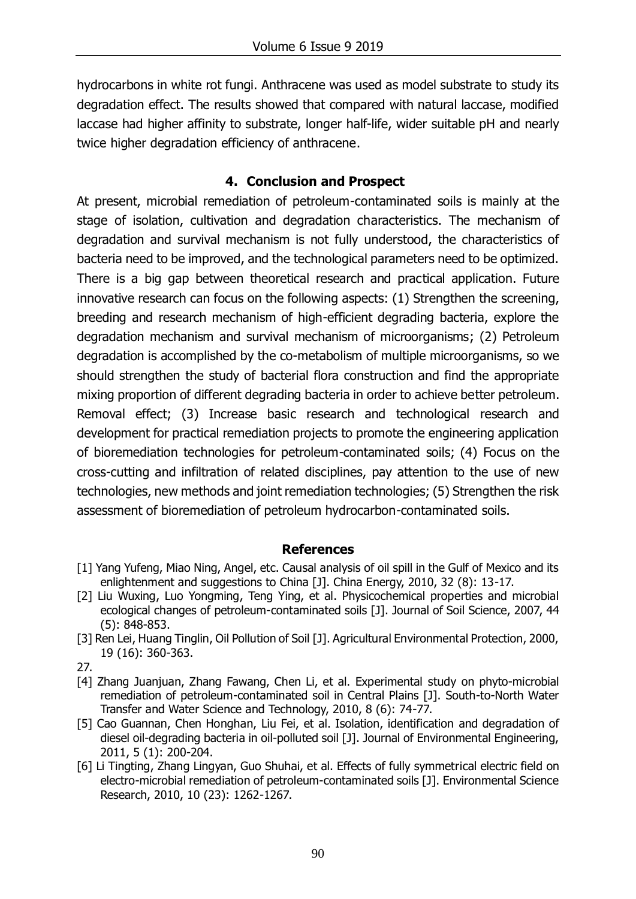hydrocarbons in white rot fungi. Anthracene was used as model substrate to study its degradation effect. The results showed that compared with natural laccase, modified laccase had higher affinity to substrate, longer half-life, wider suitable pH and nearly twice higher degradation efficiency of anthracene.

## 4. Conclusion and Prospect

At present, microbial remediation of petroleum-contaminated soils is mainly at the stage of isolation, cultivation and degradation characteristics. The mechanism of degradation and survival mechanism is not fully understood, the characteristics of bacteria need to be improved, and the technological parameters need to be optimized. There is a big gap between theoretical research and practical application. Future innovative research can focus on the following aspects: (1) Strengthen the screening, breeding and research mechanism of high-efficient degrading bacteria, explore the degradation mechanism and survival mechanism of microorganisms; (2) Petroleum degradation is accomplished by the co-metabolism of multiple microorganisms, so we should strengthen the study of bacterial flora construction and find the appropriate mixing proportion of different degrading bacteria in order to achieve better petroleum. Removal effect; (3) Increase basic research and technological research and development for practical remediation projects to promote the engineering application of bioremediation technologies for petroleum-contaminated soils; (4) Focus on the cross-cutting and infiltration of related disciplines, pay attention to the use of new technologies, new methods and joint remediation technologies; (5) Strengthen the risk assessment of bioremediation of petroleum hydrocarbon-contaminated soils.

## References

[1] Yang Yufeng, Miao Ning, Angel, etc. Causal analysis of oil spill in the Gulf of Mexico and its enlightenment and suggestions to China [J]. China Energy, 2010, 32 (8): 13-17.

[2] Liu Wuxing, Luo Yongming, Teng Ying, et al. Physicochemical properties and microbial ecological changes of petroleum-contaminated soils [J]. Journal of Soil Science, 2007, 44 (5): 848-853.

[3] Ren Lei, Huang Tinglin, Oil Pollution of Soil [J]. Agricultural Environmental Protection, 2000, 19 (16): 360-363.

27.

[4] Zhang Juanjuan, Zhang Fawang, Chen Li, et al. Experimental study on phyto-microbial remediation of petroleum-contaminated soil in Central Plains [J]. South-to-North Water Transfer and Water Science and Technology, 2010, 8 (6): 74-77.

[5] Cao Guannan, Chen Honghan, Liu Fei, et al. Isolation, identification and degradation of diesel oil-degrading bacteria in oil-polluted soil [J]. Journal of Environmental Engineering, 2011, 5 (1): 200-204.

[6] Li Tingting, Zhang Lingyan, Guo Shuhai, et al. Effects of fully symmetrical electric field on electro-microbial remediation of petroleum-contaminated soils [J]. Environmental Science Research, 2010, 10 (23): 1262-1267.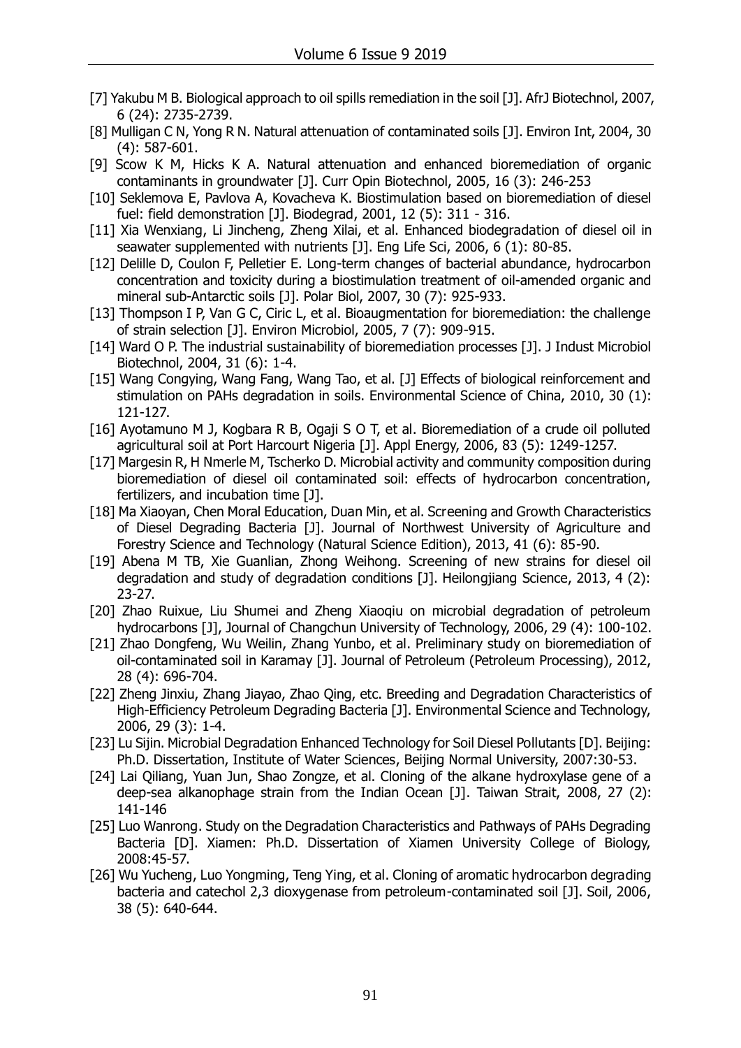[7] Yakubu M B. Biological approach to oil spills remediation in the soil [J]. AfrJ Biotechnol, 2007, 6 (24): 2735-2739.

[8] Mulligan C N, Yong R N. Natural attenuation of contaminated soils [J]. Environ Int, 2004, 30 (4): 587-601.

[9] Scow K M, Hicks K A. Natural attenuation and enhanced bioremediation of organic contaminants in groundwater [J]. Curr Opin Biotechnol, 2005, 16 (3): 246-253

[10] Seklemova E, Pavlova A, Kovacheva K. Biostimulation based on bioremediation of diesel fuel: field demonstration [J]. Biodegrad, 2001, 12 (5): 311 - 316.

[11] Xia Wenxiang, Li Jincheng, Zheng Xilai, et al. Enhanced biodegradation of diesel oil in seawater supplemented with nutrients [J]. Eng Life Sci, 2006, 6 (1): 80-85.

[12] Delille D, Coulon F, Pelletier E. Long-term changes of bacterial abundance, hydrocarbon concentration and toxicity during a biostimulation treatment of oil-amended organic and mineral sub-Antarctic soils [J]. Polar Biol, 2007, 30 (7): 925-933.

[13] Thompson I P, Van G C, Ciric L, et al. Bioaugmentation for bioremediation: the challenge of strain selection [J]. Environ Microbiol, 2005, 7 (7): 909-915.

[14] Ward O P. The industrial sustainability of bioremediation processes [J]. J Indust Microbiol Biotechnol, 2004, 31 (6): 1-4.

[15] Wang Congying, Wang Fang, Wang Tao, et al. [J] Effects of biological reinforcement and stimulation on PAHs degradation in soils. Environmental Science of China, 2010, 30 (1): 121-127.

[16] Ayotamuno M J, Kogbara R B, Ogaji S O T, et al. Bioremediation of a crude oil polluted agricultural soil at Port Harcourt Nigeria [J]. Appl Energy, 2006, 83 (5): 1249-1257.

[17] Margesin R, H Nmerle M, Tscherko D. Microbial activity and community composition during bioremediation of diesel oil contaminated soil: effects of hydrocarbon concentration, fertilizers, and incubation time [J].

[18] Ma Xiaoyan, Chen Moral Education, Duan Min, et al. Screening and Growth Characteristics of Diesel Degrading Bacteria [J]. Journal of Northwest University of Agriculture and Forestry Science and Technology (Natural Science Edition), 2013, 41 (6): 85-90.

[19] Abena M TB, Xie Guanlian, Zhong Weihong. Screening of new strains for diesel oil degradation and study of degradation conditions [J]. Heilongjiang Science, 2013, 4 (2): 23-27.

[20] Zhao Ruixue, Liu Shumei and Zheng Xiaoqiu on microbial degradation of petroleum hydrocarbons [J], Journal of Changchun University of Technology, 2006, 29 (4): 100-102.

[21] Zhao Dongfeng, Wu Weilin, Zhang Yunbo, et al. Preliminary study on bioremediation of oil-contaminated soil in Karamay [J]. Journal of Petroleum (Petroleum Processing), 2012, 28 (4): 696-704.

[22] Zheng Jinxiu, Zhang Jiayao, Zhao Qing, etc. Breeding and Degradation Characteristics of High-Efficiency Petroleum Degrading Bacteria [J]. Environmental Science and Technology, 2006, 29 (3): 1-4.

[23] Lu Sijin. Microbial Degradation Enhanced Technology for Soil Diesel Pollutants [D]. Beijing: Ph.D. Dissertation, Institute of Water Sciences, Beijing Normal University, 2007:30-53.

[24] Lai Qiliang, Yuan Jun, Shao Zongze, et al. Cloning of the alkane hydroxylase gene of a deep-sea alkanophage strain from the Indian Ocean [J]. Taiwan Strait, 2008, 27 (2): 141-146

[25] Luo Wanrong. Study on the Degradation Characteristics and Pathways of PAHs Degrading Bacteria [D]. Xiamen: Ph.D. Dissertation of Xiamen University College of Biology, 2008:45-57.

[26] Wu Yucheng, Luo Yongming, Teng Ying, et al. Cloning of aromatic hydrocarbon degrading bacteria and catechol 2,3 dioxygenase from petroleum-contaminated soil [J]. Soil, 2006, 38 (5): 640-644.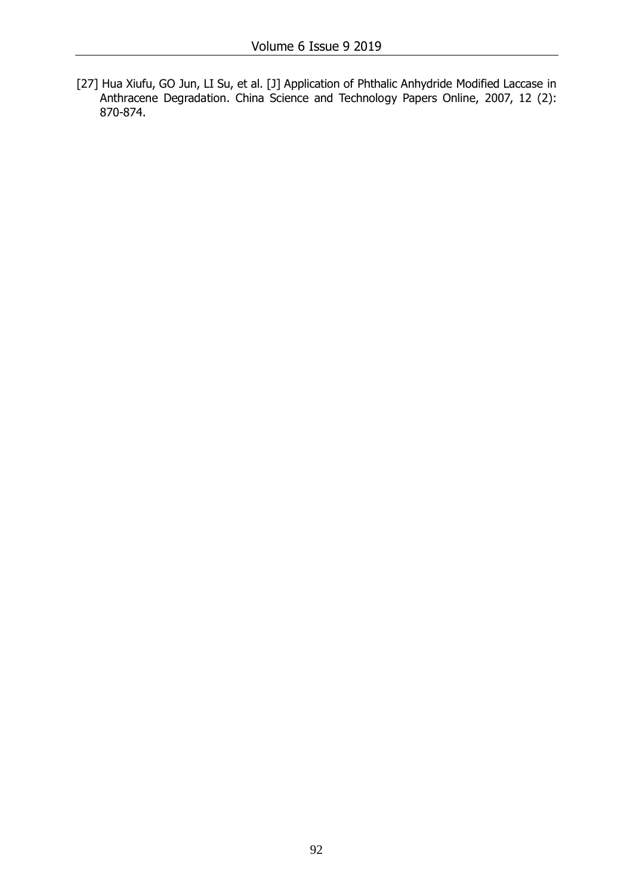[27] Hua Xiufu, GO Jun, LI Su, et al. [J] Application of Phthalic Anhydride Modified Laccase in Anthracene Degradation. China Science and Technology Papers Online, 2007, 12 (2): 870-874.